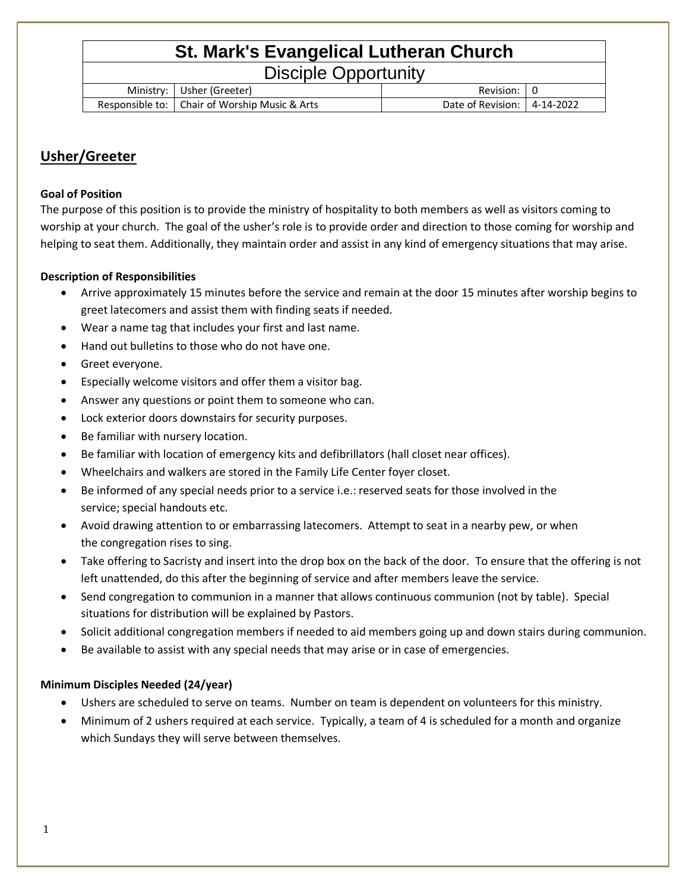| St. Mark's Evangelical Lutheran Church | | | |
|---|---|---|---|
| Disciple Opportunity | | | |
| Ministry: | Usher (Greeter) | Revision: | 0 |
| Responsible to: | Chair of Worship Music & Arts | Date of Revision: | 4-14-2022 |

## Usher/Greeter

**Goal of Position**

The purpose of this position is to provide the ministry of hospitality to both members as well as visitors coming to worship at your church. The goal of the usher's role is to provide order and direction to those coming for worship and helping to seat them. Additionally, they maintain order and assist in any kind of emergency situations that may arise.

**Description of Responsibilities**

- Arrive approximately 15 minutes before the service and remain at the door 15 minutes after worship begins to greet latecomers and assist them with finding seats if needed.
- Wear a name tag that includes your first and last name.
- Hand out bulletins to those who do not have one.
- Greet everyone.
- Especially welcome visitors and offer them a visitor bag.
- Answer any questions or point them to someone who can.
- Lock exterior doors downstairs for security purposes.
- Be familiar with nursery location.
- Be familiar with location of emergency kits and defibrillators (hall closet near offices).
- Wheelchairs and walkers are stored in the Family Life Center foyer closet.
- Be informed of any special needs prior to a service i.e.: reserved seats for those involved in the service; special handouts etc.
- Avoid drawing attention to or embarrassing latecomers. Attempt to seat in a nearby pew, or when the congregation rises to sing.
- Take offering to Sacristy and insert into the drop box on the back of the door. To ensure that the offering is not left unattended, do this after the beginning of service and after members leave the service.
- Send congregation to communion in a manner that allows continuous communion (not by table). Special situations for distribution will be explained by Pastors.
- Solicit additional congregation members if needed to aid members going up and down stairs during communion.
- Be available to assist with any special needs that may arise or in case of emergencies.

**Minimum Disciples Needed (24/year)**

- Ushers are scheduled to serve on teams. Number on team is dependent on volunteers for this ministry.
- Minimum of 2 ushers required at each service. Typically, a team of 4 is scheduled for a month and organize which Sundays they will serve between themselves.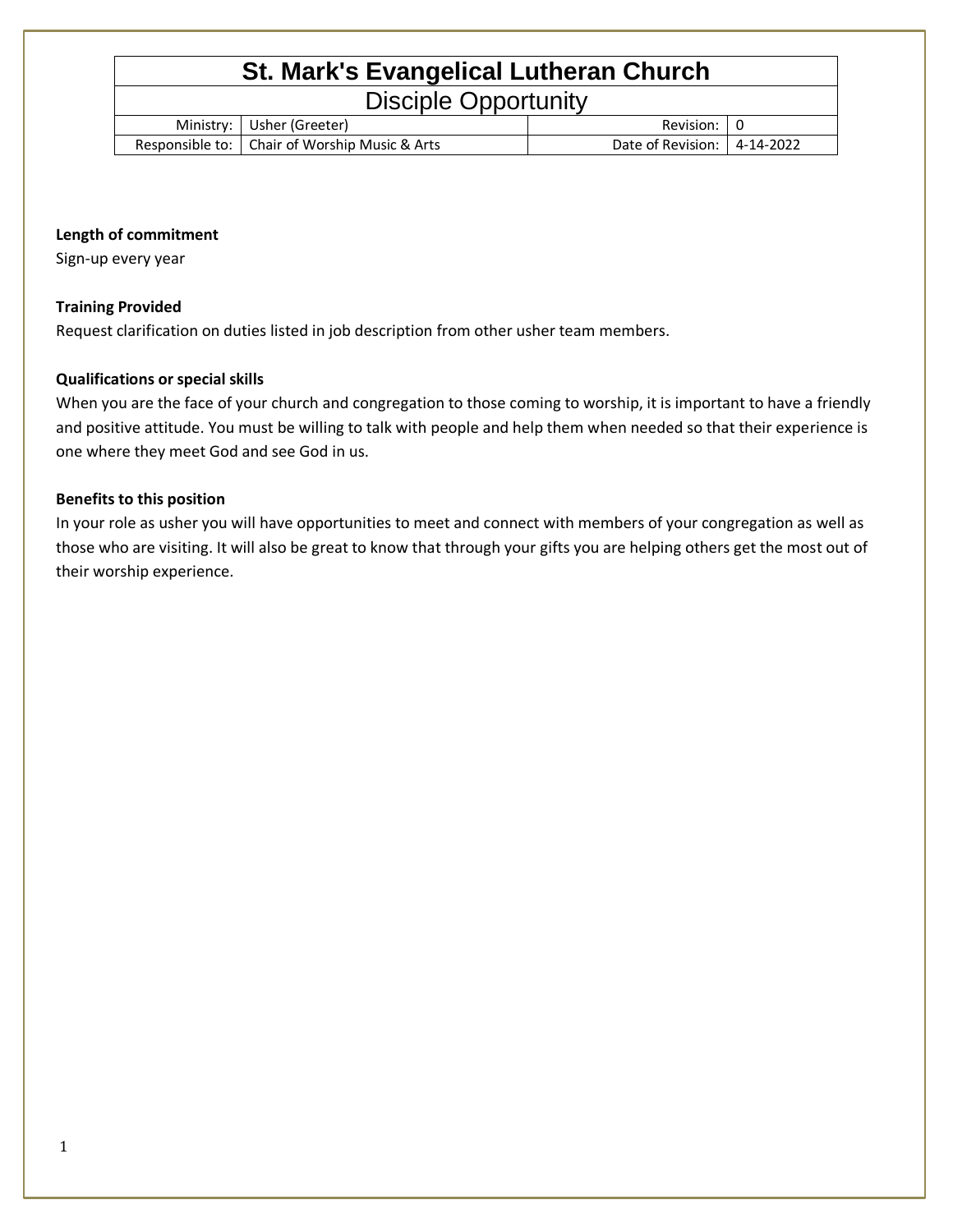| St. Mark's Evangelical Lutheran Church | | | |
|---|---|---|---|
| Disciple Opportunity | | | |
| Ministry: | Usher (Greeter) | Revision: | 0 |
| Responsible to: | Chair of Worship Music & Arts | Date of Revision: | 4-14-2022 |

**Length of commitment**

Sign-up every year

**Training Provided**

Request clarification on duties listed in job description from other usher team members.

**Qualifications or special skills**

When you are the face of your church and congregation to those coming to worship, it is important to have a friendly and positive attitude. You must be willing to talk with people and help them when needed so that their experience is one where they meet God and see God in us.

**Benefits to this position**

In your role as usher you will have opportunities to meet and connect with members of your congregation as well as those who are visiting. It will also be great to know that through your gifts you are helping others get the most out of their worship experience.